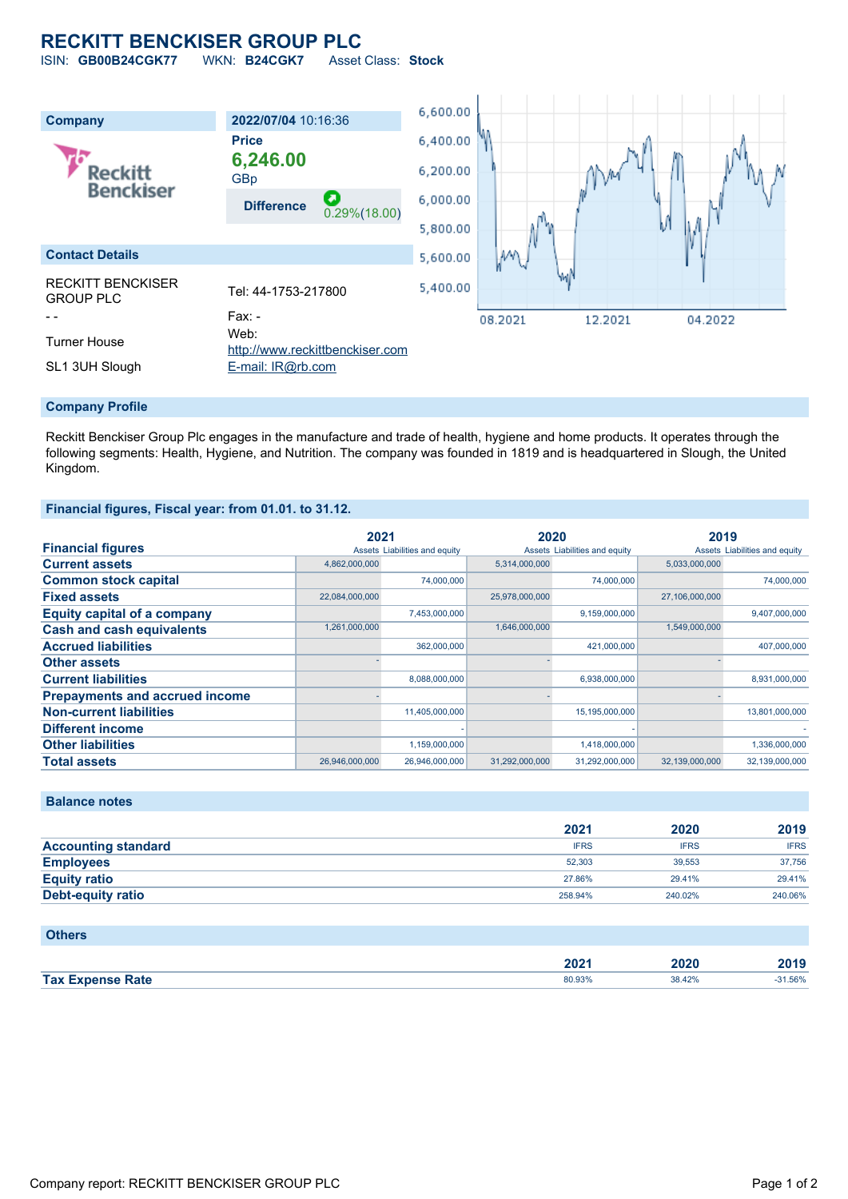# RECKITT BENCKISER GROUP PLC

ISIN: **GB00B24CGK77** WKN: **B24CGK7** Asset Class: **Stock**

| Company | 2022/07/04 10:16:36 |
|---|---|
| | **Price** |
| | **6,246.00** GBp |
| | **Difference** 0.29%(18.00) |

## Contact Details

RECKITT BENCKISER GROUP PLC
- -
Turner House
SL1 3UH Slough

Tel: 44-1753-217800
Fax: -
Web: http://www.reckittbenckiser.com
E-mail: IR@rb.com

## Company Profile

Reckitt Benckiser Group Plc engages in the manufacture and trade of health, hygiene and home products. It operates through the following segments: Health, Hygiene, and Nutrition. The company was founded in 1819 and is headquartered in Slough, the United Kingdom.

## Financial figures, Fiscal year: from 01.01. to 31.12.

| Financial figures | 2021 | | 2020 | | 2019 | |
|---|---|---|---|---|---|---|
| | Assets | Liabilities and equity | Assets | Liabilities and equity | Assets | Liabilities and equity |
| Current assets | 4,862,000,000 | | 5,314,000,000 | | 5,033,000,000 | |
| Common stock capital | | 74,000,000 | | 74,000,000 | | 74,000,000 |
| Fixed assets | 22,084,000,000 | | 25,978,000,000 | | 27,106,000,000 | |
| Equity capital of a company | | 7,453,000,000 | | 9,159,000,000 | | 9,407,000,000 |
| Cash and cash equivalents | 1,261,000,000 | | 1,646,000,000 | | 1,549,000,000 | |
| Accrued liabilities | | 362,000,000 | | 421,000,000 | | 407,000,000 |
| Other assets | - | | - | | - | |
| Current liabilities | | 8,088,000,000 | | 6,938,000,000 | | 8,931,000,000 |
| Prepayments and accrued income | - | | - | | - | |
| Non-current liabilities | | 11,405,000,000 | | 15,195,000,000 | | 13,801,000,000 |
| Different income | | - | | - | | - |
| Other liabilities | | 1,159,000,000 | | 1,418,000,000 | | 1,336,000,000 |
| Total assets | 26,946,000,000 | 26,946,000,000 | 31,292,000,000 | 31,292,000,000 | 32,139,000,000 | 32,139,000,000 |

## Balance notes

| | 2021 | 2020 | 2019 |
|---|---|---|---|
| Accounting standard | IFRS | IFRS | IFRS |
| Employees | 52,303 | 39,553 | 37,756 |
| Equity ratio | 27.86% | 29.41% | 29.41% |
| Debt-equity ratio | 258.94% | 240.02% | 240.06% |

## Others

| | 2021 | 2020 | 2019 |
|---|---|---|---|
| Tax Expense Rate | 80.93% | 38.42% | -31.56% |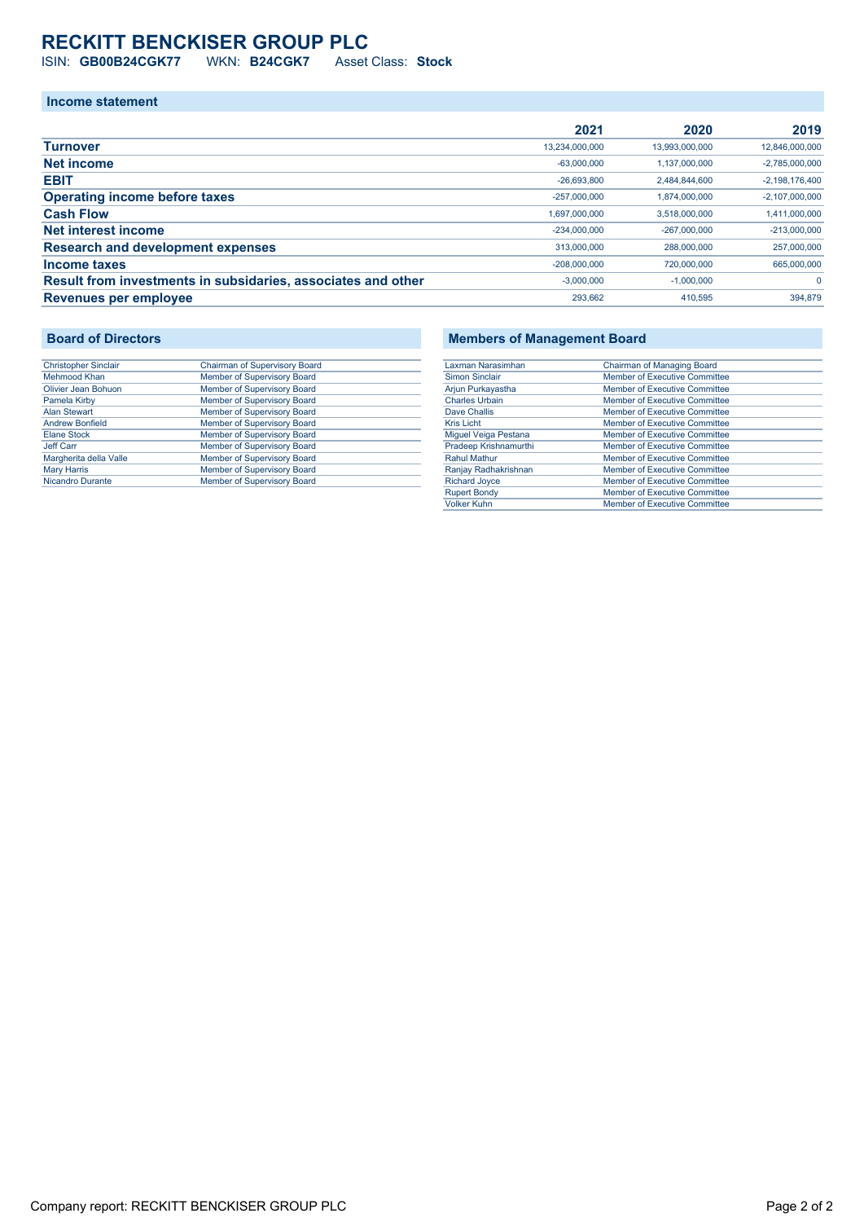# RECKITT BENCKISER GROUP PLC

ISIN: **GB00B24CGK77** WKN: **B24CGK7** Asset Class: **Stock**

## Income statement

| | 2021 | 2020 | 2019 |
|---|---|---|---|
| **Turnover** | 13,234,000,000 | 13,993,000,000 | 12,846,000,000 |
| **Net income** | -63,000,000 | 1,137,000,000 | -2,785,000,000 |
| **EBIT** | -26,693,800 | 2,484,844,600 | -2,198,176,400 |
| **Operating income before taxes** | -257,000,000 | 1,874,000,000 | -2,107,000,000 |
| **Cash Flow** | 1,697,000,000 | 3,518,000,000 | 1,411,000,000 |
| **Net interest income** | -234,000,000 | -267,000,000 | -213,000,000 |
| **Research and development expenses** | 313,000,000 | 288,000,000 | 257,000,000 |
| **Income taxes** | -208,000,000 | 720,000,000 | 665,000,000 |
| **Result from investments in subsidaries, associates and other** | -3,000,000 | -1,000,000 | 0 |
| **Revenues per employee** | 293,662 | 410,595 | 394,879 |

## Board of Directors

| | |
|---|---|
| Christopher Sinclair | Chairman of Supervisory Board |
| Mehmood Khan | Member of Supervisory Board |
| Olivier Jean Bohuon | Member of Supervisory Board |
| Pamela Kirby | Member of Supervisory Board |
| Alan Stewart | Member of Supervisory Board |
| Andrew Bonfield | Member of Supervisory Board |
| Elane Stock | Member of Supervisory Board |
| Jeff Carr | Member of Supervisory Board |
| Margherita della Valle | Member of Supervisory Board |
| Mary Harris | Member of Supervisory Board |
| Nicandro Durante | Member of Supervisory Board |

## Members of Management Board

| | |
|---|---|
| Laxman Narasimhan | Chairman of Managing Board |
| Simon Sinclair | Member of Executive Committee |
| Arjun Purkayastha | Member of Executive Committee |
| Charles Urbain | Member of Executive Committee |
| Dave Challis | Member of Executive Committee |
| Kris Licht | Member of Executive Committee |
| Miguel Veiga Pestana | Member of Executive Committee |
| Pradeep Krishnamurthi | Member of Executive Committee |
| Rahul Mathur | Member of Executive Committee |
| Ranjay Radhakrishnan | Member of Executive Committee |
| Richard Joyce | Member of Executive Committee |
| Rupert Bondy | Member of Executive Committee |
| Volker Kuhn | Member of Executive Committee |